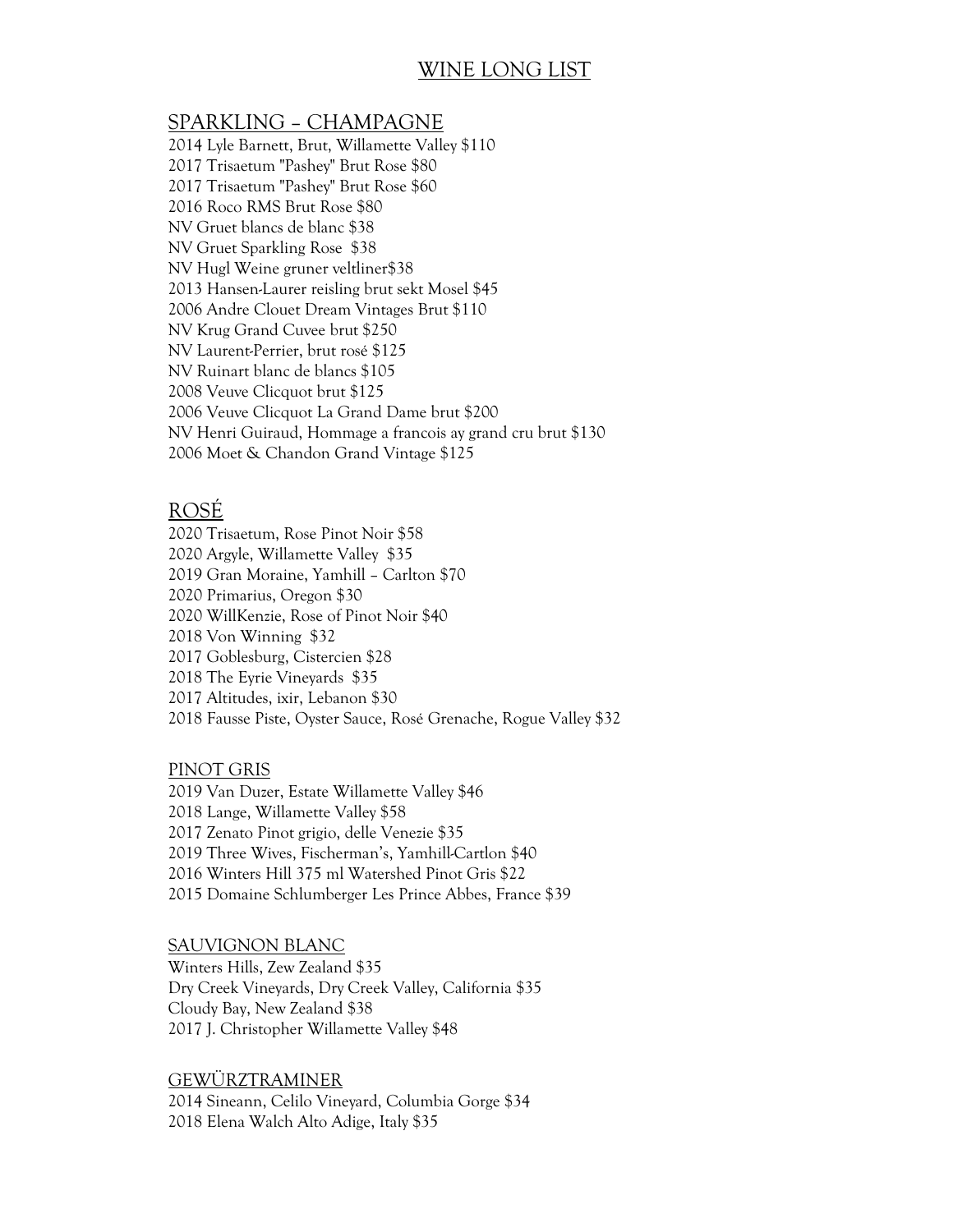# WINE LONG LIST

## SPARKLING – CHAMPAGNE

2014 Lyle Barnett, Brut, Willamette Valley $110
2017 Trisaetum "Pashey" Brut Rose $80
2017 Trisaetum "Pashey" Brut Rose $60
2016 Roco RMS Brut Rose $80
NV Gruet blancs de blanc $38
NV Gruet Sparkling Rose $38
NV Hugl Weine gruner veltliner$38
2013 Hansen-Laurer reisling brut sekt Mosel $45
2006 Andre Clouet Dream Vintages Brut $110
NV Krug Grand Cuvee brut $250
NV Laurent-Perrier, brut rosé $125
NV Ruinart blanc de blancs $105
2008 Veuve Clicquot brut $125
2006 Veuve Clicquot La Grand Dame brut $200
NV Henri Guiraud, Hommage a francois ay grand cru brut $130
2006 Moet & Chandon Grand Vintage $125

## ROSÉ

2020 Trisaetum, Rose Pinot Noir $58
2020 Argyle, Willamette Valley $35
2019 Gran Moraine, Yamhill – Carlton $70
2020 Primarius, Oregon $30
2020 WillKenzie, Rose of Pinot Noir $40
2018 Von Winning $32
2017 Goblesburg, Cistercien $28
2018 The Eyrie Vineyards $35
2017 Altitudes, ixir, Lebanon $30
2018 Fausse Piste, Oyster Sauce, Rosé Grenache, Rogue Valley $32

### PINOT GRIS

2019 Van Duzer, Estate Willamette Valley $46
2018 Lange, Willamette Valley $58
2017 Zenato Pinot grigio, delle Venezie $35
2019 Three Wives, Fischerman's, Yamhill-Cartlon $40
2016 Winters Hill 375 ml Watershed Pinot Gris $22
2015 Domaine Schlumberger Les Prince Abbes, France $39

### SAUVIGNON BLANC

Winters Hills, Zew Zealand $35
Dry Creek Vineyards, Dry Creek Valley, California $35
Cloudy Bay, New Zealand $38
2017 J. Christopher Willamette Valley $48

### GEWÜRZTRAMINER

2014 Sineann, Celilo Vineyard, Columbia Gorge $34
2018 Elena Walch Alto Adige, Italy $35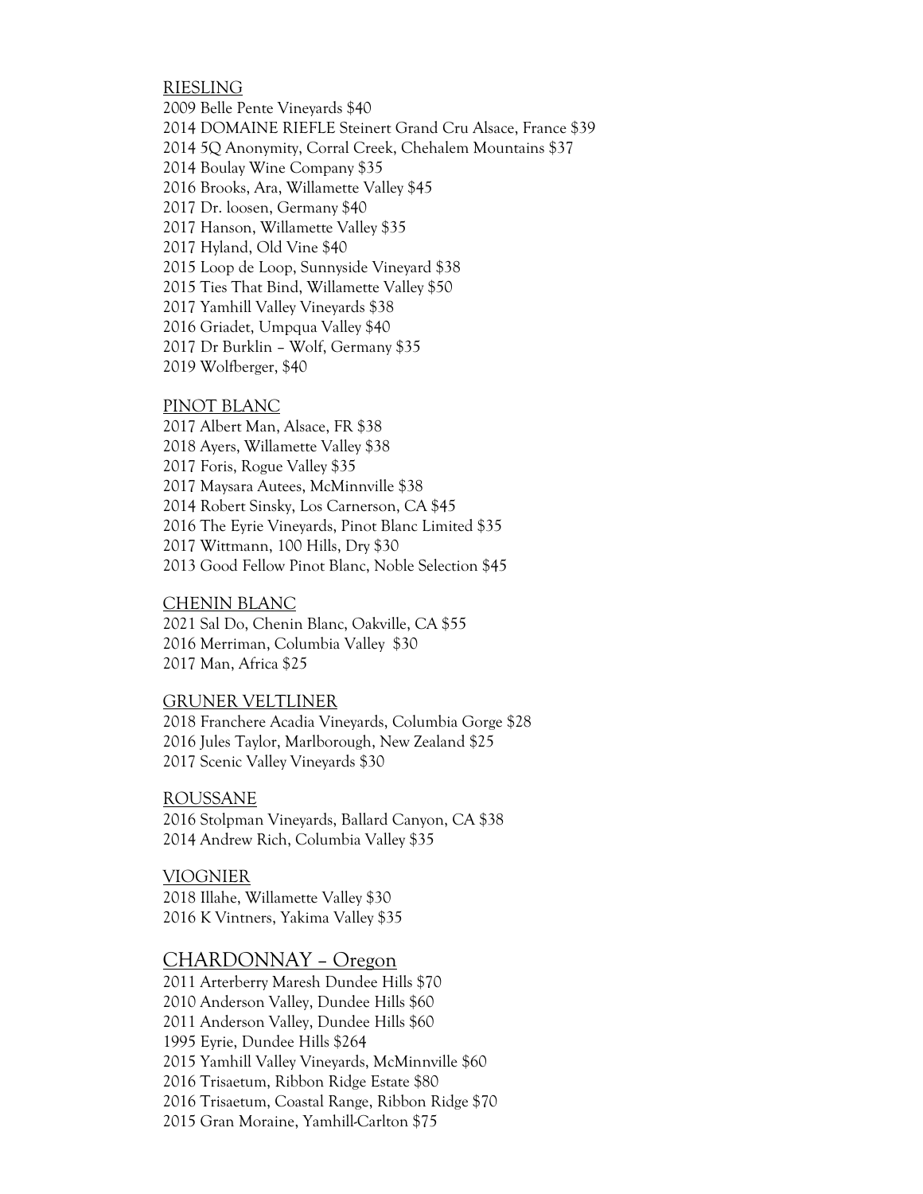## RIESLING

2009 Belle Pente Vineyards $40
2014 DOMAINE RIEFLE Steinert Grand Cru Alsace, France $39
2014 5Q Anonymity, Corral Creek, Chehalem Mountains $37
2014 Boulay Wine Company $35
2016 Brooks, Ara, Willamette Valley $45
2017 Dr. loosen, Germany $40
2017 Hanson, Willamette Valley $35
2017 Hyland, Old Vine $40
2015 Loop de Loop, Sunnyside Vineyard $38
2015 Ties That Bind, Willamette Valley $50
2017 Yamhill Valley Vineyards $38
2016 Griadet, Umpqua Valley $40
2017 Dr Burklin – Wolf, Germany $35
2019 Wolfberger, $40

## PINOT BLANC

2017 Albert Man, Alsace, FR $38
2018 Ayers, Willamette Valley $38
2017 Foris, Rogue Valley $35
2017 Maysara Autees, McMinnville $38
2014 Robert Sinsky, Los Carnerson, CA $45
2016 The Eyrie Vineyards, Pinot Blanc Limited $35
2017 Wittmann, 100 Hills, Dry $30
2013 Good Fellow Pinot Blanc, Noble Selection $45

## CHENIN BLANC

2021 Sal Do, Chenin Blanc, Oakville, CA $55
2016 Merriman, Columbia Valley $30
2017 Man, Africa $25

## GRUNER VELTLINER

2018 Franchere Acadia Vineyards, Columbia Gorge $28
2016 Jules Taylor, Marlborough, New Zealand $25
2017 Scenic Valley Vineyards $30

## ROUSSANE

2016 Stolpman Vineyards, Ballard Canyon, CA $38
2014 Andrew Rich, Columbia Valley $35

## VIOGNIER

2018 Illahe, Willamette Valley $30
2016 K Vintners, Yakima Valley $35

## CHARDONNAY – Oregon

2011 Arterberry Maresh Dundee Hills $70
2010 Anderson Valley, Dundee Hills $60
2011 Anderson Valley, Dundee Hills $60
1995 Eyrie, Dundee Hills $264
2015 Yamhill Valley Vineyards, McMinnville $60
2016 Trisaetum, Ribbon Ridge Estate $80
2016 Trisaetum, Coastal Range, Ribbon Ridge $70
2015 Gran Moraine, Yamhill-Carlton $75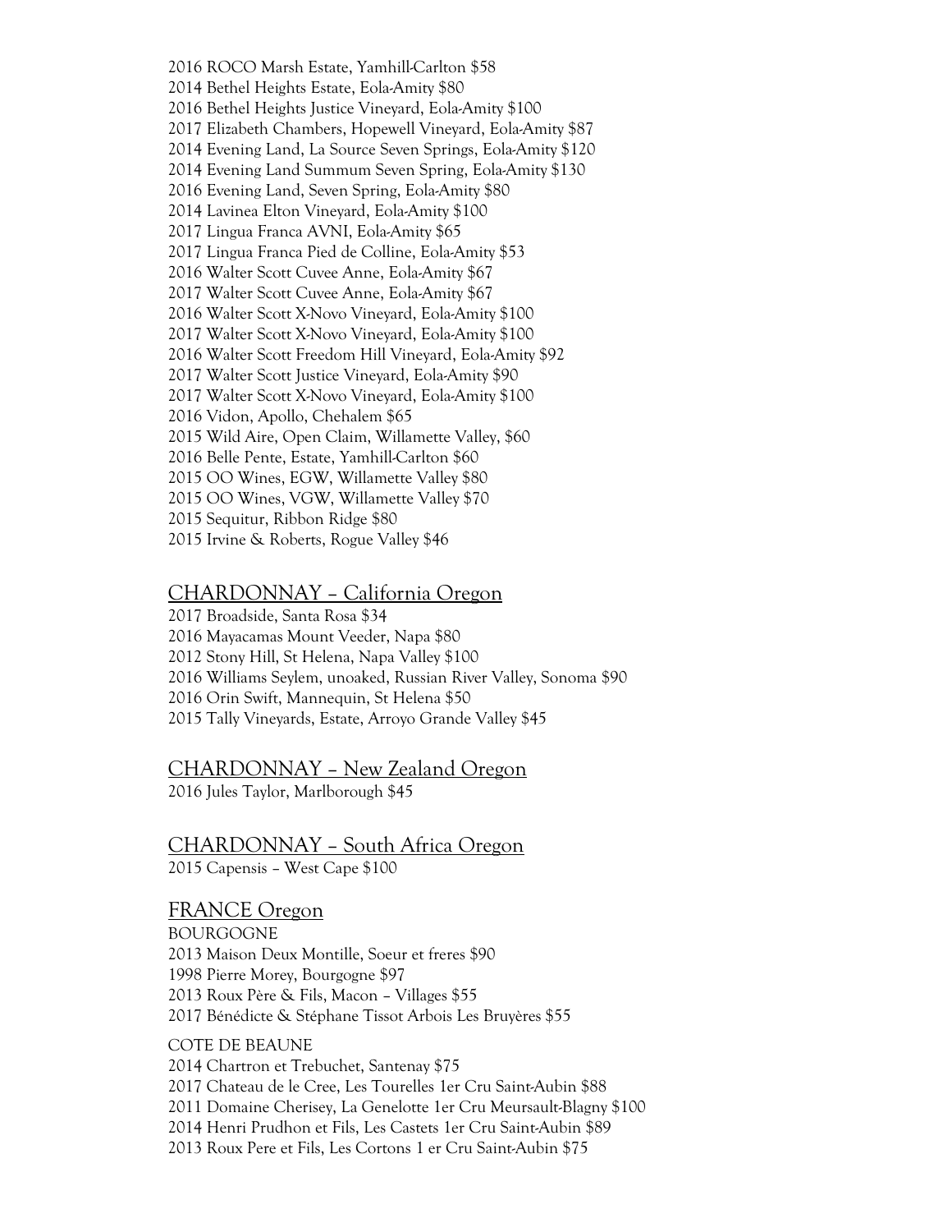2016 ROCO Marsh Estate, Yamhill-Carlton $58
2014 Bethel Heights Estate, Eola-Amity $80
2016 Bethel Heights Justice Vineyard, Eola-Amity $100
2017 Elizabeth Chambers, Hopewell Vineyard, Eola-Amity $87
2014 Evening Land, La Source Seven Springs, Eola-Amity $120
2014 Evening Land Summum Seven Spring, Eola-Amity $130
2016 Evening Land, Seven Spring, Eola-Amity $80
2014 Lavinea Elton Vineyard, Eola-Amity $100
2017 Lingua Franca AVNI, Eola-Amity $65
2017 Lingua Franca Pied de Colline, Eola-Amity $53
2016 Walter Scott Cuvee Anne, Eola-Amity $67
2017 Walter Scott Cuvee Anne, Eola-Amity $67
2016 Walter Scott X-Novo Vineyard, Eola-Amity $100
2017 Walter Scott X-Novo Vineyard, Eola-Amity $100
2016 Walter Scott Freedom Hill Vineyard, Eola-Amity $92
2017 Walter Scott Justice Vineyard, Eola-Amity $90
2017 Walter Scott X-Novo Vineyard, Eola-Amity $100
2016 Vidon, Apollo, Chehalem $65
2015 Wild Aire, Open Claim, Willamette Valley, $60
2016 Belle Pente, Estate, Yamhill-Carlton $60
2015 OO Wines, EGW, Willamette Valley $80
2015 OO Wines, VGW, Willamette Valley $70
2015 Sequitur, Ribbon Ridge $80
2015 Irvine & Roberts, Rogue Valley $46

## CHARDONNAY – California Oregon

2017 Broadside, Santa Rosa $34
2016 Mayacamas Mount Veeder, Napa $80
2012 Stony Hill, St Helena, Napa Valley $100
2016 Williams Seylem, unoaked, Russian River Valley, Sonoma $90
2016 Orin Swift, Mannequin, St Helena $50
2015 Tally Vineyards, Estate, Arroyo Grande Valley $45

## CHARDONNAY – New Zealand Oregon

2016 Jules Taylor, Marlborough $45

## CHARDONNAY – South Africa Oregon

2015 Capensis – West Cape $100

## FRANCE Oregon

### BOURGOGNE

2013 Maison Deux Montille, Soeur et freres $90
1998 Pierre Morey, Bourgogne $97
2013 Roux Père & Fils, Macon – Villages $55
2017 Bénédicte & Stéphane Tissot Arbois Les Bruyères $55

### COTE DE BEAUNE

2014 Chartron et Trebuchet, Santenay $75
2017 Chateau de le Cree, Les Tourelles 1er Cru Saint-Aubin $88
2011 Domaine Cherisey, La Genelotte 1er Cru Meursault-Blagny $100
2014 Henri Prudhon et Fils, Les Castets 1er Cru Saint-Aubin $89
2013 Roux Pere et Fils, Les Cortons 1 er Cru Saint-Aubin $75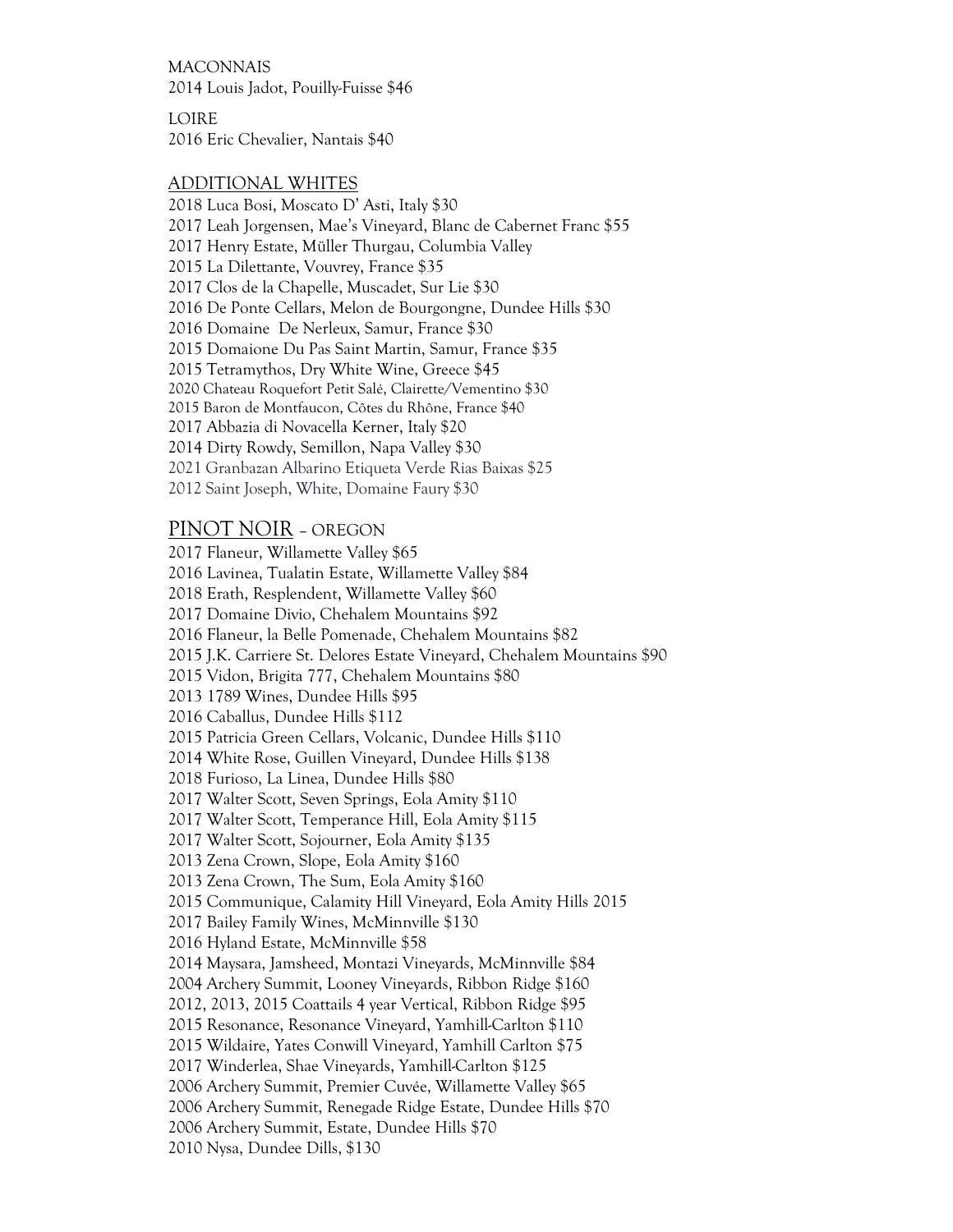MACONNAIS

2014 Louis Jadot, Pouilly-Fuisse $46

LOIRE

2016 Eric Chevalier, Nantais $40

## ADDITIONAL WHITES

2018 Luca Bosi, Moscato D' Asti, Italy $30
2017 Leah Jorgensen, Mae's Vineyard, Blanc de Cabernet Franc $55
2017 Henry Estate, Müller Thurgau, Columbia Valley
2015 La Dilettante, Vouvrey, France $35
2017 Clos de la Chapelle, Muscadet, Sur Lie $30
2016 De Ponte Cellars, Melon de Bourgongne, Dundee Hills $30
2016 Domaine De Nerleux, Samur, France $30
2015 Domaione Du Pas Saint Martin, Samur, France $35
2015 Tetramythos, Dry White Wine, Greece $45
2020 Chateau Roquefort Petit Salé, Clairette/Vementino $30
2015 Baron de Montfaucon, Côtes du Rhône, France $40
2017 Abbazia di Novacella Kerner, Italy $20
2014 Dirty Rowdy, Semillon, Napa Valley $30
2021 Granbazan Albarino Etiqueta Verde Rias Baixas $25
2012 Saint Joseph, White, Domaine Faury $30

## PINOT NOIR – OREGON

2017 Flaneur, Willamette Valley $65
2016 Lavinea, Tualatin Estate, Willamette Valley $84
2018 Erath, Resplendent, Willamette Valley $60
2017 Domaine Divio, Chehalem Mountains $92
2016 Flaneur, la Belle Pomenade, Chehalem Mountains $82
2015 J.K. Carriere St. Delores Estate Vineyard, Chehalem Mountains $90
2015 Vidon, Brigita 777, Chehalem Mountains $80
2013 1789 Wines, Dundee Hills $95
2016 Caballus, Dundee Hills $112
2015 Patricia Green Cellars, Volcanic, Dundee Hills $110
2014 White Rose, Guillen Vineyard, Dundee Hills $138
2018 Furioso, La Linea, Dundee Hills $80
2017 Walter Scott, Seven Springs, Eola Amity $110
2017 Walter Scott, Temperance Hill, Eola Amity $115
2017 Walter Scott, Sojourner, Eola Amity $135
2013 Zena Crown, Slope, Eola Amity $160
2013 Zena Crown, The Sum, Eola Amity $160
2015 Communique, Calamity Hill Vineyard, Eola Amity Hills 2015
2017 Bailey Family Wines, McMinnville $130
2016 Hyland Estate, McMinnville $58
2014 Maysara, Jamsheed, Montazi Vineyards, McMinnville $84
2004 Archery Summit, Looney Vineyards, Ribbon Ridge $160
2012, 2013, 2015 Coattails 4 year Vertical, Ribbon Ridge $95
2015 Resonance, Resonance Vineyard, Yamhill-Carlton $110
2015 Wildaire, Yates Conwill Vineyard, Yamhill Carlton $75
2017 Winderlea, Shae Vineyards, Yamhill-Carlton $125
2006 Archery Summit, Premier Cuvée, Willamette Valley $65
2006 Archery Summit, Renegade Ridge Estate, Dundee Hills $70
2006 Archery Summit, Estate, Dundee Hills $70
2010 Nysa, Dundee Dills, $130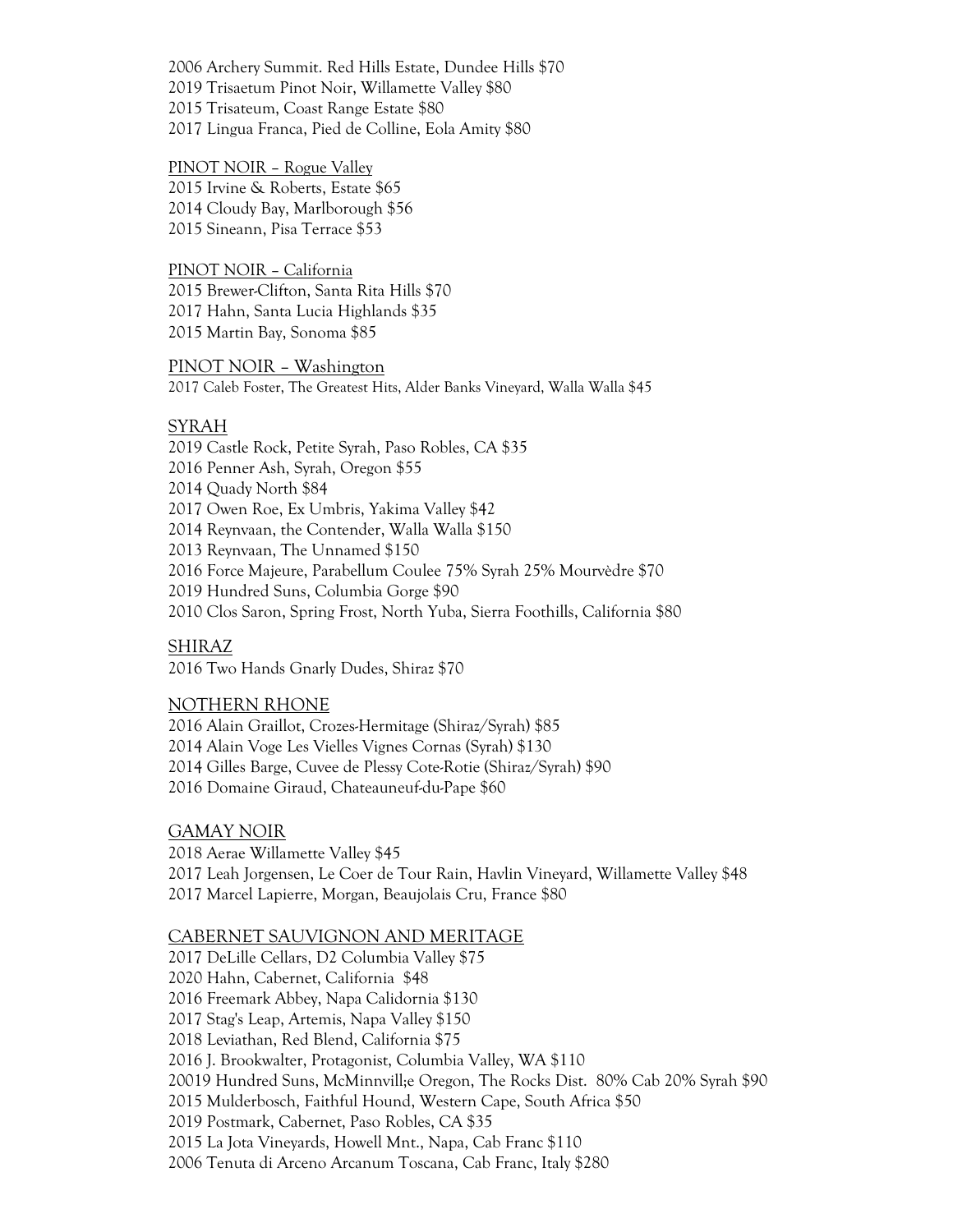2006 Archery Summit. Red Hills Estate, Dundee Hills $70
2019 Trisaetum Pinot Noir, Willamette Valley $80
2015 Trisateum, Coast Range Estate $80
2017 Lingua Franca, Pied de Colline, Eola Amity $80

<u>PINOT NOIR – Rogue Valley</u>
2015 Irvine & Roberts, Estate $65
2014 Cloudy Bay, Marlborough $56
2015 Sineann, Pisa Terrace $53

<u>PINOT NOIR – California</u>
2015 Brewer-Clifton, Santa Rita Hills $70
2017 Hahn, Santa Lucia Highlands $35
2015 Martin Bay, Sonoma $85

<u>PINOT NOIR – Washington</u>
2017 Caleb Foster, The Greatest Hits, Alder Banks Vineyard, Walla Walla $45

<u>SYRAH</u>
2019 Castle Rock, Petite Syrah, Paso Robles, CA $35
2016 Penner Ash, Syrah, Oregon $55
2014 Quady North $84
2017 Owen Roe, Ex Umbris, Yakima Valley $42
2014 Reynvaan, the Contender, Walla Walla $150
2013 Reynvaan, The Unnamed $150
2016 Force Majeure, Parabellum Coulee 75% Syrah 25% Mourvèdre $70
2019 Hundred Suns, Columbia Gorge $90
2010 Clos Saron, Spring Frost, North Yuba, Sierra Foothills, California $80

<u>SHIRAZ</u>
2016 Two Hands Gnarly Dudes, Shiraz $70

<u>NOTHERN RHONE</u>
2016 Alain Graillot, Crozes-Hermitage (Shiraz/Syrah) $85
2014 Alain Voge Les Vielles Vignes Cornas (Syrah) $130
2014 Gilles Barge, Cuvee de Plessy Cote-Rotie (Shiraz/Syrah) $90
2016 Domaine Giraud, Chateauneuf-du-Pape $60

<u>GAMAY NOIR</u>
2018 Aerae Willamette Valley $45
2017 Leah Jorgensen, Le Coer de Tour Rain, Havlin Vineyard, Willamette Valley $48
2017 Marcel Lapierre, Morgan, Beaujolais Cru, France $80

<u>CABERNET SAUVIGNON AND MERITAGE</u>
2017 DeLille Cellars, D2 Columbia Valley $75
2020 Hahn, Cabernet, California $48
2016 Freemark Abbey, Napa Calidornia $130
2017 Stag's Leap, Artemis, Napa Valley $150
2018 Leviathan, Red Blend, California $75
2016 J. Brookwalter, Protagonist, Columbia Valley, WA $110
20019 Hundred Suns, McMinnvill;e Oregon, The Rocks Dist. 80% Cab 20% Syrah $90
2015 Mulderbosch, Faithful Hound, Western Cape, South Africa $50
2019 Postmark, Cabernet, Paso Robles, CA $35
2015 La Jota Vineyards, Howell Mnt., Napa, Cab Franc $110
2006 Tenuta di Arceno Arcanum Toscana, Cab Franc, Italy $280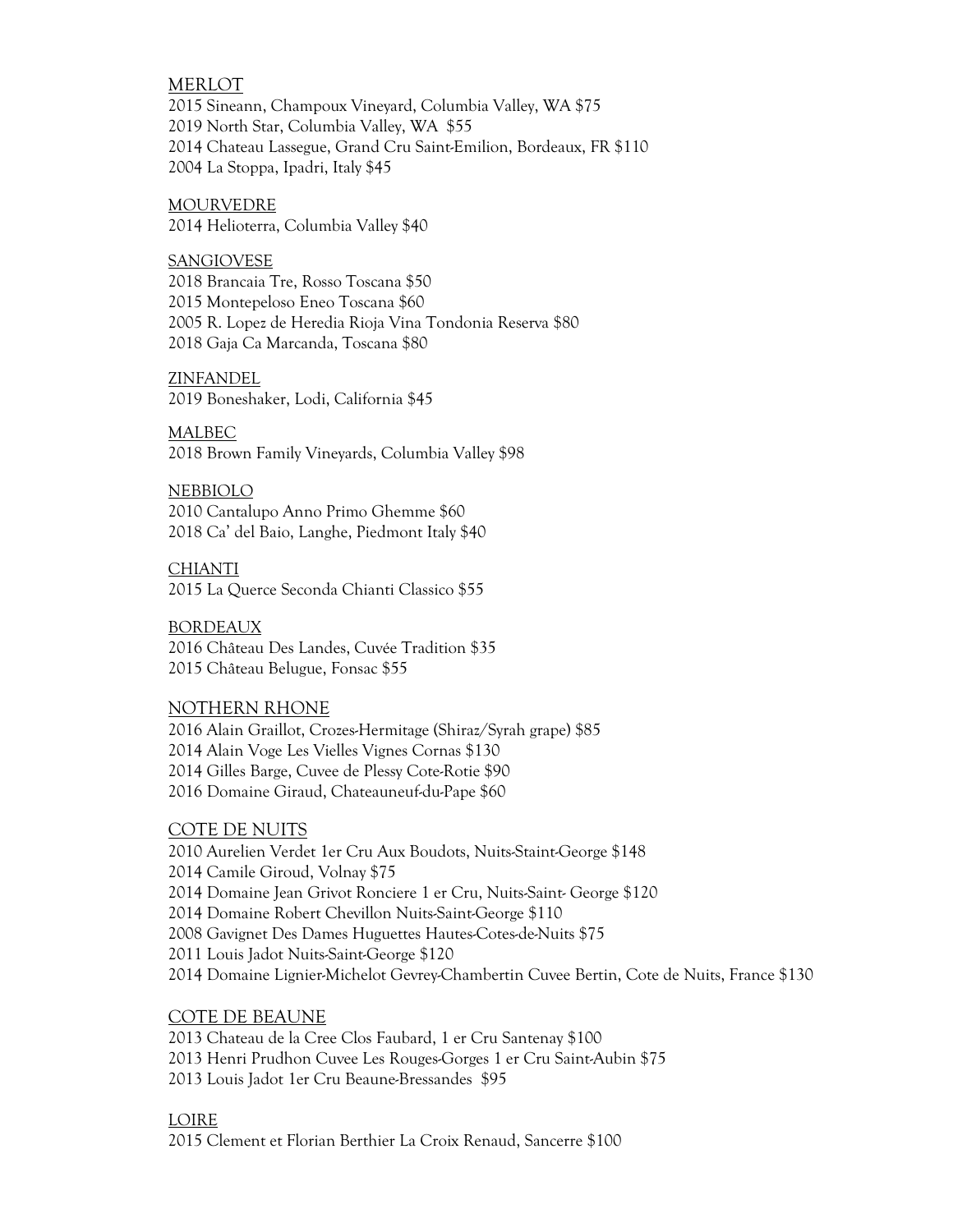## MERLOT

2015 Sineann, Champoux Vineyard, Columbia Valley, WA $75
2019 North Star, Columbia Valley, WA $55
2014 Chateau Lassegue, Grand Cru Saint-Emilion, Bordeaux, FR $110
2004 La Stoppa, Ipadri, Italy $45

## MOURVEDRE

2014 Helioterra, Columbia Valley $40

## SANGIOVESE

2018 Brancaia Tre, Rosso Toscana $50
2015 Montepeloso Eneo Toscana $60
2005 R. Lopez de Heredia Rioja Vina Tondonia Reserva $80
2018 Gaja Ca Marcanda, Toscana $80

## ZINFANDEL

2019 Boneshaker, Lodi, California $45

## MALBEC

2018 Brown Family Vineyards, Columbia Valley $98

## NEBBIOLO

2010 Cantalupo Anno Primo Ghemme $60
2018 Ca' del Baio, Langhe, Piedmont Italy $40

## CHIANTI

2015 La Querce Seconda Chianti Classico $55

## BORDEAUX

2016 Château Des Landes, Cuvée Tradition $35
2015 Château Belugue, Fonsac $55

## NOTHERN RHONE

2016 Alain Graillot, Crozes-Hermitage (Shiraz/Syrah grape) $85
2014 Alain Voge Les Vielles Vignes Cornas $130
2014 Gilles Barge, Cuvee de Plessy Cote-Rotie $90
2016 Domaine Giraud, Chateauneuf-du-Pape $60

## COTE DE NUITS

2010 Aurelien Verdet 1er Cru Aux Boudots, Nuits-Staint-George $148
2014 Camile Giroud, Volnay $75
2014 Domaine Jean Grivot Ronciere 1 er Cru, Nuits-Saint- George $120
2014 Domaine Robert Chevillon Nuits-Saint-George $110
2008 Gavignet Des Dames Huguettes Hautes-Cotes-de-Nuits $75
2011 Louis Jadot Nuits-Saint-George $120
2014 Domaine Lignier-Michelot Gevrey-Chambertin Cuvee Bertin, Cote de Nuits, France $130

## COTE DE BEAUNE

2013 Chateau de la Cree Clos Faubard, 1 er Cru Santenay $100
2013 Henri Prudhon Cuvee Les Rouges-Gorges 1 er Cru Saint-Aubin $75
2013 Louis Jadot 1er Cru Beaune-Bressandes $95

## LOIRE

2015 Clement et Florian Berthier La Croix Renaud, Sancerre $100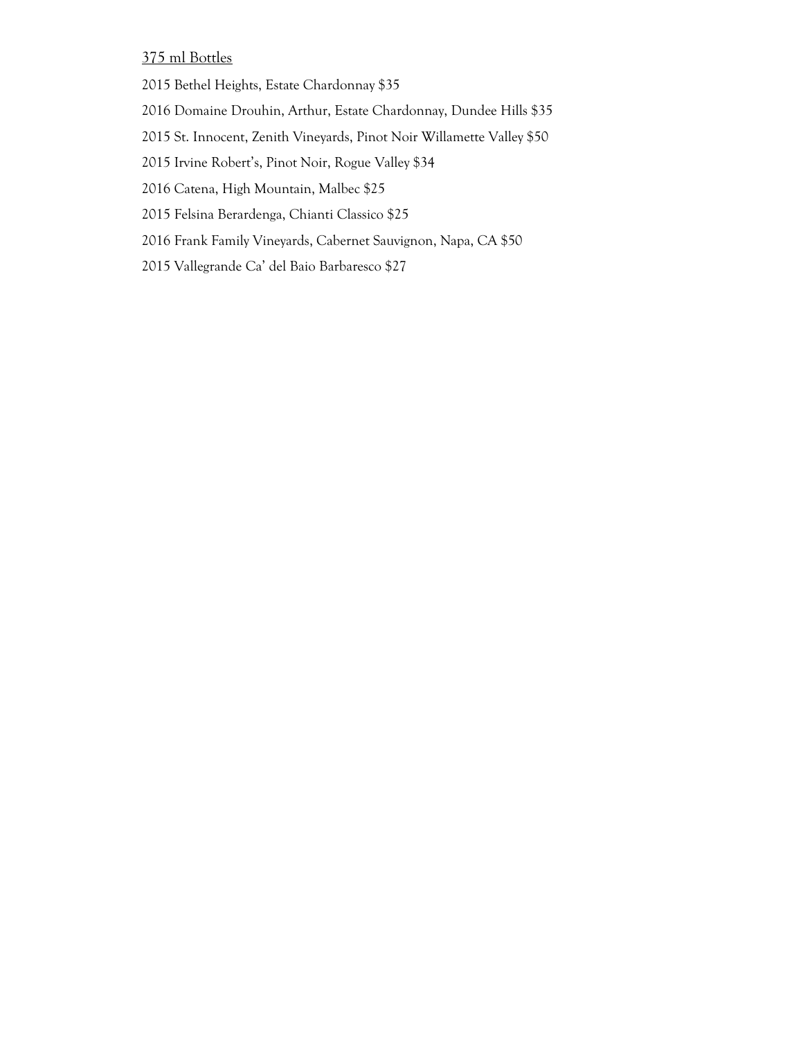<u>375 ml Bottles</u>

2015 Bethel Heights, Estate Chardonnay $35

2016 Domaine Drouhin, Arthur, Estate Chardonnay, Dundee Hills $35

2015 St. Innocent, Zenith Vineyards, Pinot Noir Willamette Valley $50

2015 Irvine Robert's, Pinot Noir, Rogue Valley $34

2016 Catena, High Mountain, Malbec $25

2015 Felsina Berardenga, Chianti Classico $25

2016 Frank Family Vineyards, Cabernet Sauvignon, Napa, CA $50

2015 Vallegrande Ca' del Baio Barbaresco $27